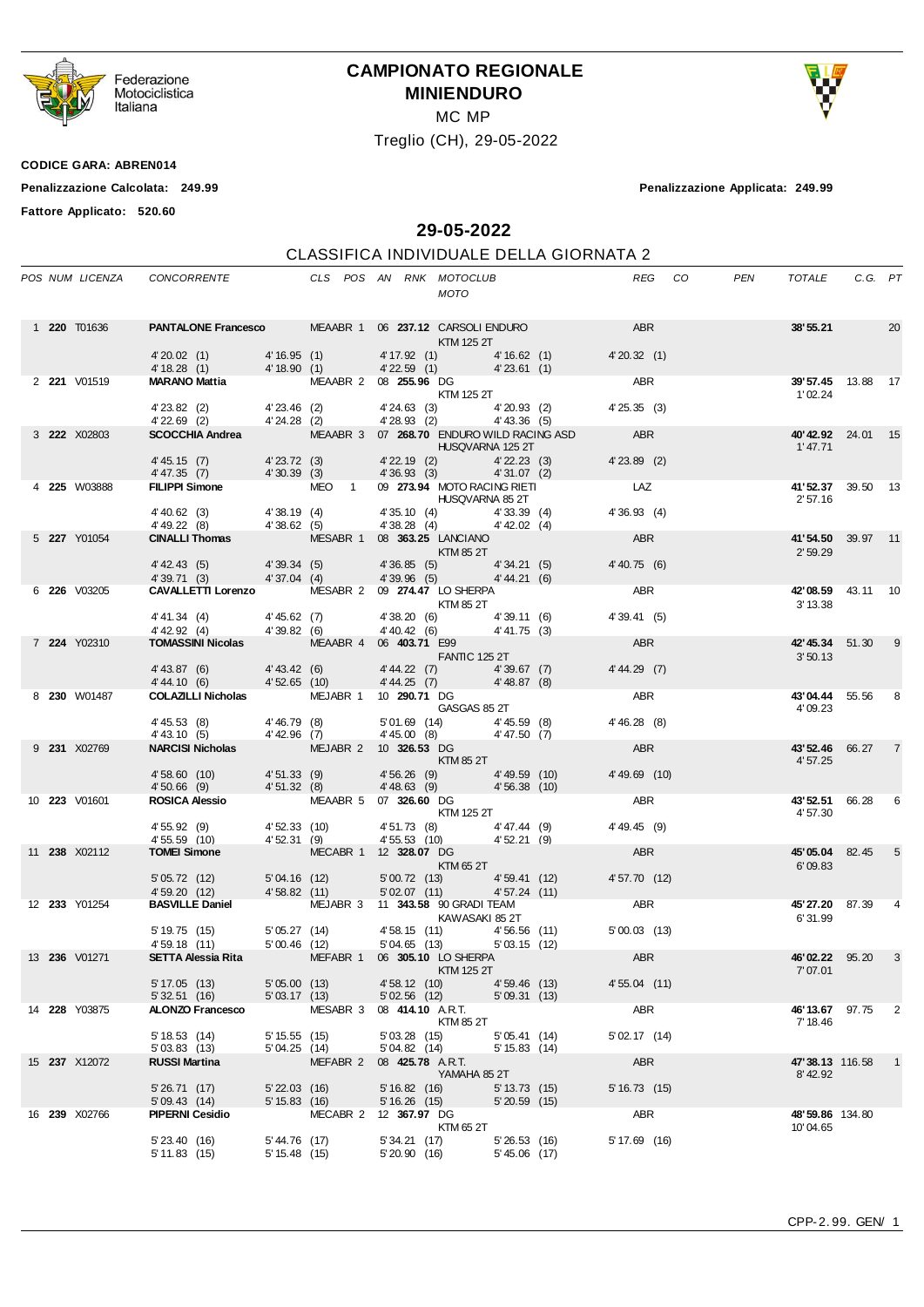# CAMPIONATO REGIONALE MINIENDURO

MC MP

Treglio (CH), 29-05-2022

**CODICE GARA: ABREN014**

**Penalizzazione Calcolata: 249.99** **Penalizzazione Applicata: 249.99**

**Fattore Applicato: 520.60**

## 29-05-2022

### CLASSIFICA INDIVIDUALE DELLA GIORNATA 2

| POS | NUM | LICENZA | CONCORRENTE | CLS | POS | AN | RNK | MOTOCLUB / MOTO | REG | CO | PEN | TOTALE | C.G. | PT |
|---|---|---|---|---|---|---|---|---|---|---|---|---|---|---|
| 1 | **220** | T01636 | **PANTALONE Francesco** | MEAABR | 1 | 06 | **237.12** | CARSOLI ENDURO / KTM 125 2T | ABR | | | **38'55.21** | | 20 |
| | | | 4'20.02 (1) 4'16.95 (1) 4'17.92 (1) 4'16.62 (1) 4'20.32 (1) 4'18.28 (1) 4'18.90 (1) 4'22.59 (1) 4'23.61 (1) | | | | | | | | | | | |
| 2 | **221** | V01519 | **MARANO Mattia** | MEAABR | 2 | 08 | **255.96** | DG / KTM 125 2T | ABR | | | **39'57.45** 1'02.24 | 13.88 | 17 |
| | | | 4'23.82 (2) 4'23.46 (2) 4'24.63 (3) 4'20.93 (2) 4'25.35 (3) 4'22.69 (2) 4'24.28 (2) 4'28.93 (2) 4'43.36 (5) | | | | | | | | | | | |
| 3 | **222** | X02803 | **SCOCCHIA Andrea** | MEAABR | 3 | 07 | **268.70** | ENDURO WILD RACING ASD / HUSQVARNA 125 2T | ABR | | | **40'42.92** 1'47.71 | 24.01 | 15 |
| | | | 4'45.15 (7) 4'23.72 (3) 4'22.19 (2) 4'22.23 (3) 4'23.89 (2) 4'47.35 (7) 4'30.39 (3) 4'36.93 (3) 4'31.07 (2) | | | | | | | | | | | |
| 4 | **225** | W03888 | **FILIPPI Simone** | MEO | 1 | 09 | **273.94** | MOTO RACING RIETI / HUSQVARNA 85 2T | LAZ | | | **41'52.37** 2'57.16 | 39.50 | 13 |
| | | | 4'40.62 (3) 4'38.19 (4) 4'35.10 (4) 4'33.39 (4) 4'36.93 (4) 4'49.22 (8) 4'38.62 (5) 4'38.28 (4) 4'42.02 (4) | | | | | | | | | | | |
| 5 | **227** | Y01054 | **CINALLI Thomas** | MESABR | 1 | 08 | **363.25** | LANCIANO / KTM 85 2T | ABR | | | **41'54.50** 2'59.29 | 39.97 | 11 |
| | | | 4'42.43 (5) 4'39.34 (5) 4'36.85 (5) 4'34.21 (5) 4'40.75 (6) 4'39.71 (3) 4'37.04 (4) 4'39.96 (5) 4'44.21 (6) | | | | | | | | | | | |
| 6 | **226** | V03205 | **CAVALLETTI Lorenzo** | MESABR | 2 | 09 | **274.47** | LO SHERPA / KTM 85 2T | ABR | | | **42'08.59** 3'13.38 | 43.11 | 10 |
| | | | 4'41.34 (4) 4'45.62 (7) 4'38.20 (6) 4'39.11 (6) 4'39.41 (5) 4'42.92 (4) 4'39.82 (6) 4'40.42 (6) 4'41.75 (3) | | | | | | | | | | | |
| 7 | **224** | Y02310 | **TOMASSINI Nicolas** | MEAABR | 4 | 06 | **403.71** | E99 / FANTIC 125 2T | ABR | | | **42'45.34** 3'50.13 | 51.30 | 9 |
| | | | 4'43.87 (6) 4'43.42 (6) 4'44.22 (7) 4'39.67 (7) 4'44.29 (7) 4'44.10 (6) 4'52.65 (10) 4'44.25 (7) 4'48.87 (8) | | | | | | | | | | | |
| 8 | **230** | W01487 | **COLAZILLI Nicholas** | MEJABR | 1 | 10 | **290.71** | DG / GASGAS 85 2T | ABR | | | **43'04.44** 4'09.23 | 55.56 | 8 |
| | | | 4'45.53 (8) 4'46.79 (8) 5'01.69 (14) 4'45.59 (8) 4'46.28 (8) 4'43.10 (5) 4'42.96 (7) 4'45.00 (8) 4'47.50 (7) | | | | | | | | | | | |
| 9 | **231** | X02769 | **NARCISI Nicholas** | MEJABR | 2 | 10 | **326.53** | DG / KTM 85 2T | ABR | | | **43'52.46** 4'57.25 | 66.27 | 7 |
| | | | 4'58.60 (10) 4'51.33 (9) 4'56.26 (9) 4'49.59 (10) 4'49.69 (10) 4'50.66 (9) 4'51.32 (8) 4'48.63 (9) 4'56.38 (10) | | | | | | | | | | | |
| 10 | **223** | V01601 | **ROSICA Alessio** | MEAABR | 5 | 07 | **326.60** | DG / KTM 125 2T | ABR | | | **43'52.51** 4'57.30 | 66.28 | 6 |
| | | | 4'55.92 (9) 4'52.33 (10) 4'51.73 (8) 4'47.44 (9) 4'49.45 (9) 4'55.59 (10) 4'52.31 (9) 4'55.53 (10) 4'52.21 (9) | | | | | | | | | | | |
| 11 | **238** | X02112 | **TOMEI Simone** | MECABR | 1 | 12 | **328.07** | DG / KTM 65 2T | ABR | | | **45'05.04** 6'09.83 | 82.45 | 5 |
| | | | 5'05.72 (12) 5'04.16 (12) 5'00.72 (13) 4'59.41 (12) 4'57.70 (12) 4'59.20 (12) 4'58.82 (11) 5'02.07 (11) 4'57.24 (11) | | | | | | | | | | | |
| 12 | **233** | Y01254 | **BASVILLE Daniel** | MEJABR | 3 | 11 | **343.58** | 90 GRADI TEAM / KAWASAKI 85 2T | ABR | | | **45'27.20** 6'31.99 | 87.39 | 4 |
| | | | 5'19.75 (15) 5'05.27 (14) 4'58.15 (11) 4'56.56 (11) 5'00.03 (13) 4'59.18 (11) 5'00.46 (12) 5'04.65 (13) 5'03.15 (12) | | | | | | | | | | | |
| 13 | **236** | V01271 | **SETTA Alessia Rita** | MEFABR | 1 | 06 | **305.10** | LO SHERPA / KTM 125 2T | ABR | | | **46'02.22** 7'07.01 | 95.20 | 3 |
| | | | 5'17.05 (13) 5'05.00 (13) 4'58.12 (10) 4'59.46 (13) 4'55.04 (11) 5'32.51 (16) 5'03.17 (13) 5'02.56 (12) 5'09.31 (13) | | | | | | | | | | | |
| 14 | **228** | Y03875 | **ALONZO Francesco** | MESABR | 3 | 08 | **414.10** | A.R.T. / KTM 85 2T | ABR | | | **46'13.67** 7'18.46 | 97.75 | 2 |
| | | | 5'18.53 (14) 5'15.55 (15) 5'03.28 (15) 5'05.41 (14) 5'02.17 (14) 5'03.83 (13) 5'04.25 (14) 5'04.82 (14) 5'15.83 (14) | | | | | | | | | | | |
| 15 | **237** | X12072 | **RUSSI Martina** | MEFABR | 2 | 08 | **425.78** | A.R.T. / YAMAHA 85 2T | ABR | | | **47'38.13** 8'42.92 | 116.58 | 1 |
| | | | 5'26.71 (17) 5'22.03 (16) 5'16.82 (16) 5'13.73 (15) 5'16.73 (15) 5'09.43 (14) 5'15.83 (16) 5'16.26 (15) 5'20.59 (15) | | | | | | | | | | | |
| 16 | **239** | X02766 | **PIPERNI Cesidio** | MECABR | 2 | 12 | **367.97** | DG / KTM 65 2T | ABR | | | **48'59.86** 10'04.65 | 134.80 | |
| | | | 5'23.40 (16) 5'44.76 (17) 5'34.21 (17) 5'26.53 (16) 5'17.69 (16) 5'11.83 (15) 5'15.48 (15) 5'20.90 (16) 5'45.06 (17) | | | | | | | | | | | |

CPP-2.99. GEN/ 1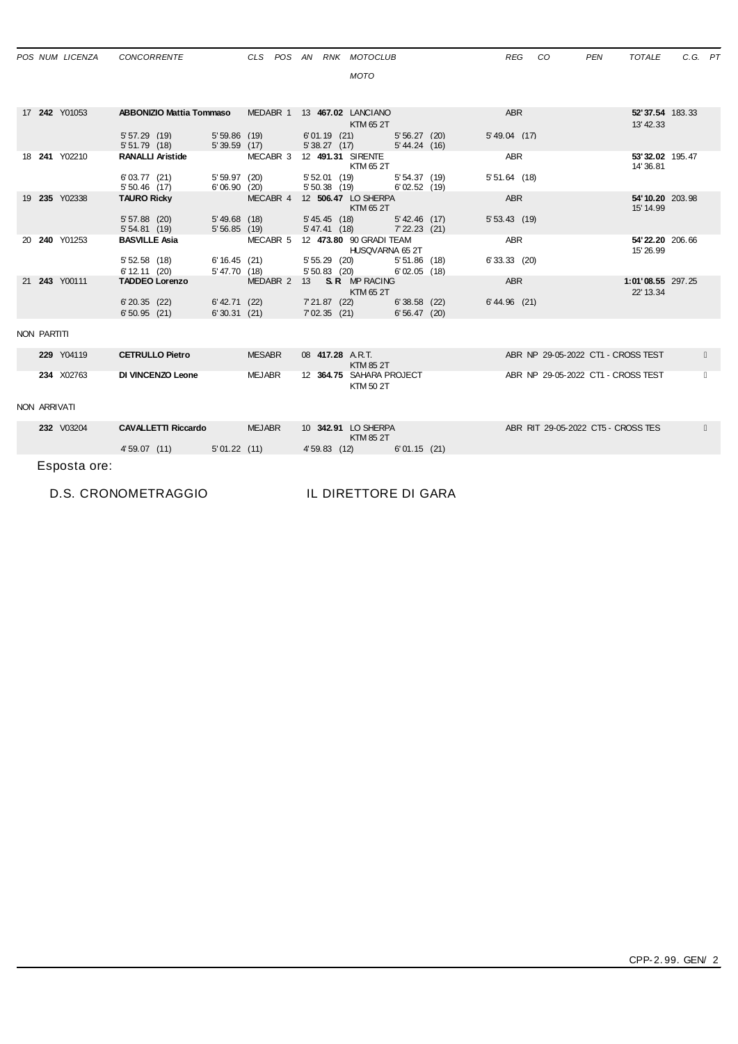| POS | NUM | LICENZA | CONCORRENTE | CLS | POS | AN | RNK | MOTOCLUB / MOTO | REG | CO | PEN | TOTALE | C.G. | PT |
|---|---|---|---|---|---|---|---|---|---|---|---|---|---|---|
| 17 | 242 | Y01053 | **ABBONIZIO Mattia Tommaso** | MEDABR | 1 | 13 | **467.02** | LANCIANO KTM 65 2T | ABR | | | **52'37.54** 13'42.33 | 183.33 | |
| | | | 5'57.29 (19) 5'51.79 (18) | 5'59.86 (19) 5'39.59 (17) | | | | 6'01.19 (21) 5'38.27 (17) / 5'56.27 (20) 5'44.24 (16) / 5'49.04 (17) | | | | | | |
| 18 | 241 | Y02210 | **RANALLI Aristide** | MECABR | 3 | 12 | **491.31** | SIRENTE KTM 65 2T | ABR | | | **53'32.02** 14'36.81 | 195.47 | |
| | | | 6'03.77 (21) 5'50.46 (17) | 5'59.97 (20) 6'06.90 (20) | | | | 5'52.01 (19) 5'50.38 (19) / 5'54.37 (19) 6'02.52 (19) / 5'51.64 (18) | | | | | | |
| 19 | 235 | Y02338 | **TAURO Ricky** | MECABR | 4 | 12 | **506.47** | LO SHERPA KTM 65 2T | ABR | | | **54'10.20** 15'14.99 | 203.98 | |
| | | | 5'57.88 (20) 5'54.81 (19) | 5'49.68 (18) 5'56.85 (19) | | | | 5'45.45 (18) 5'47.41 (18) / 5'42.46 (17) 7'22.23 (21) / 5'53.43 (19) | | | | | | |
| 20 | 240 | Y01253 | **BASVILLE Asia** | MECABR | 5 | 12 | **473.80** | 90 GRADI TEAM HUSQVARNA 65 2T | ABR | | | **54'22.20** 15'26.99 | 206.66 | |
| | | | 5'52.58 (18) 6'12.11 (20) | 6'16.45 (21) 5'47.70 (18) | | | | 5'55.29 (20) 5'50.83 (20) / 5'51.86 (18) 6'02.05 (18) / 6'33.33 (20) | | | | | | |
| 21 | 243 | Y00111 | **TADDEO Lorenzo** | MEDABR | 2 | 13 | **S.R** | MP RACING KTM 65 2T | ABR | | | **1:01'08.55** 22'13.34 | 297.25 | |
| | | | 6'20.35 (22) 6'50.95 (21) | 6'42.71 (22) 6'30.31 (21) | | | | 7'21.87 (22) 7'02.35 (21) / 6'38.58 (22) 6'56.47 (20) / 6'44.96 (21) | | | | | | |

NON PARTITI

| | NUM | LICENZA | CONCORRENTE | CLS | AN | RNK | MOTOCLUB / MOTO | REG | |
|---|---|---|---|---|---|---|---|---|---|
| | 229 | Y04119 | **CETRULLO Pietro** | MESABR | 08 | **417.28** | A.R.T. KTM 85 2T | ABR | NP 29-05-2022 CT1 - CROSS TEST |
| | 234 | X02763 | **DI VINCENZO Leone** | MEJABR | 12 | **364.75** | SAHARA PROJECT KTM 50 2T | ABR | NP 29-05-2022 CT1 - CROSS TEST |

NON ARRIVATI

| | NUM | LICENZA | CONCORRENTE | CLS | AN | RNK | MOTOCLUB / MOTO | REG | |
|---|---|---|---|---|---|---|---|---|---|
| | 232 | V03204 | **CAVALLETTI Riccardo** | MEJABR | 10 | **342.91** | LO SHERPA KTM 85 2T | ABR | RIT 29-05-2022 CT5 - CROSS TES |
| | | | 4'59.07 (11) | 5'01.22 (11) | | | 4'59.83 (12) / 6'01.15 (21) | | |

Esposta ore:

D.S. CRONOMETRAGGIO

IL DIRETTORE DI GARA